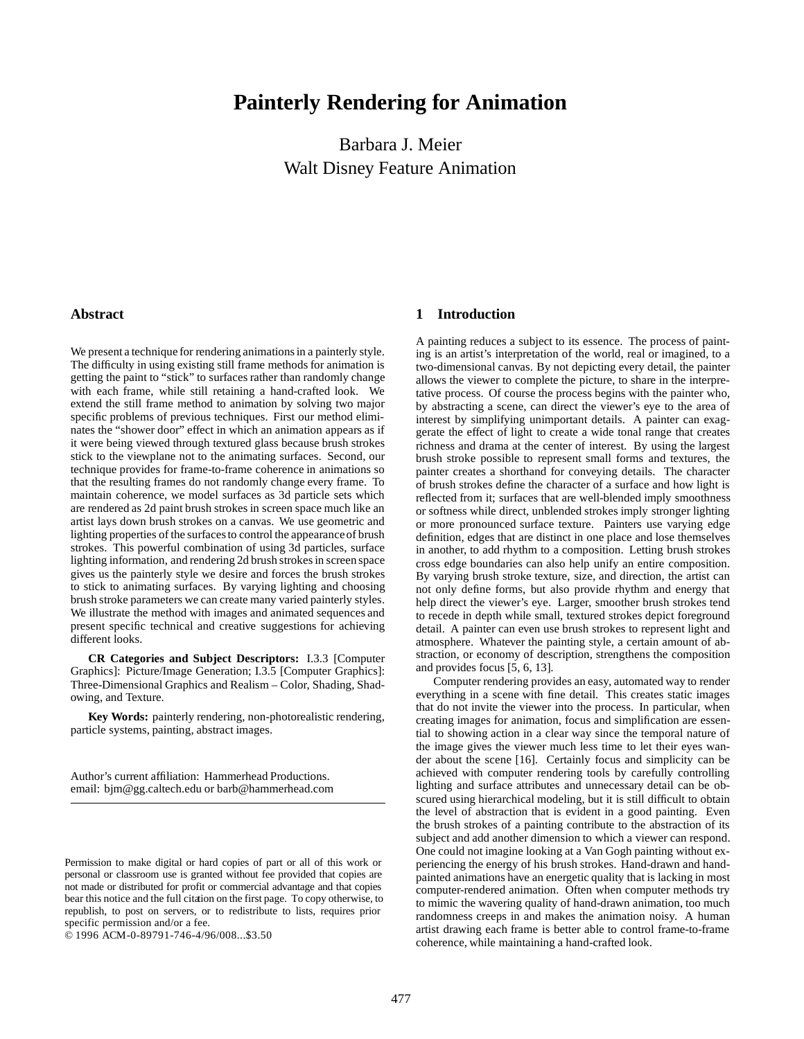# Painterly Rendering for Animation

Barbara J. Meier
Walt Disney Feature Animation

## Abstract

We present a technique for rendering animations in a painterly style. The difficulty in using existing still frame methods for animation is getting the paint to "stick" to surfaces rather than randomly change with each frame, while still retaining a hand-crafted look. We extend the still frame method to animation by solving two major specific problems of previous techniques. First our method eliminates the "shower door" effect in which an animation appears as if it were being viewed through textured glass because brush strokes stick to the viewplane not to the animating surfaces. Second, our technique provides for frame-to-frame coherence in animations so that the resulting frames do not randomly change every frame. To maintain coherence, we model surfaces as 3d particle sets which are rendered as 2d paint brush strokes in screen space much like an artist lays down brush strokes on a canvas. We use geometric and lighting properties of the surfaces to control the appearance of brush strokes. This powerful combination of using 3d particles, surface lighting information, and rendering 2d brush strokes in screen space gives us the painterly style we desire and forces the brush strokes to stick to animating surfaces. By varying lighting and choosing brush stroke parameters we can create many varied painterly styles. We illustrate the method with images and animated sequences and present specific technical and creative suggestions for achieving different looks.

**CR Categories and Subject Descriptors:** I.3.3 [Computer Graphics]: Picture/Image Generation; I.3.5 [Computer Graphics]: Three-Dimensional Graphics and Realism – Color, Shading, Shadowing, and Texture.

**Key Words:** painterly rendering, non-photorealistic rendering, particle systems, painting, abstract images.

Author's current affiliation: Hammerhead Productions.
email: bjm@gg.caltech.edu or barb@hammerhead.com

Permission to make digital or hard copies of part or all of this work or personal or classroom use is granted without fee provided that copies are not made or distributed for profit or commercial advantage and that copies bear this notice and the full citation on the first page. To copy otherwise, to republish, to post on servers, or to redistribute to lists, requires prior specific permission and/or a fee.
© 1996 ACM-0-89791-746-4/96/008...$3.50

## 1 Introduction

A painting reduces a subject to its essence. The process of painting is an artist's interpretation of the world, real or imagined, to a two-dimensional canvas. By not depicting every detail, the painter allows the viewer to complete the picture, to share in the interpretative process. Of course the process begins with the painter who, by abstracting a scene, can direct the viewer's eye to the area of interest by simplifying unimportant details. A painter can exaggerate the effect of light to create a wide tonal range that creates richness and drama at the center of interest. By using the largest brush stroke possible to represent small forms and textures, the painter creates a shorthand for conveying details. The character of brush strokes define the character of a surface and how light is reflected from it; surfaces that are well-blended imply smoothness or softness while direct, unblended strokes imply stronger lighting or more pronounced surface texture. Painters use varying edge definition, edges that are distinct in one place and lose themselves in another, to add rhythm to a composition. Letting brush strokes cross edge boundaries can also help unify an entire composition. By varying brush stroke texture, size, and direction, the artist can not only define forms, but also provide rhythm and energy that help direct the viewer's eye. Larger, smoother brush strokes tend to recede in depth while small, textured strokes depict foreground detail. A painter can even use brush strokes to represent light and atmosphere. Whatever the painting style, a certain amount of abstraction, or economy of description, strengthens the composition and provides focus [5, 6, 13].

Computer rendering provides an easy, automated way to render everything in a scene with fine detail. This creates static images that do not invite the viewer into the process. In particular, when creating images for animation, focus and simplification are essential to showing action in a clear way since the temporal nature of the image gives the viewer much less time to let their eyes wander about the scene [16]. Certainly focus and simplicity can be achieved with computer rendering tools by carefully controlling lighting and surface attributes and unnecessary detail can be obscured using hierarchical modeling, but it is still difficult to obtain the level of abstraction that is evident in a good painting. Even the brush strokes of a painting contribute to the abstraction of its subject and add another dimension to which a viewer can respond. One could not imagine looking at a Van Gogh painting without experiencing the energy of his brush strokes. Hand-drawn and hand-painted animations have an energetic quality that is lacking in most computer-rendered animation. Often when computer methods try to mimic the wavering quality of hand-drawn animation, too much randomness creeps in and makes the animation noisy. A human artist drawing each frame is better able to control frame-to-frame coherence, while maintaining a hand-crafted look.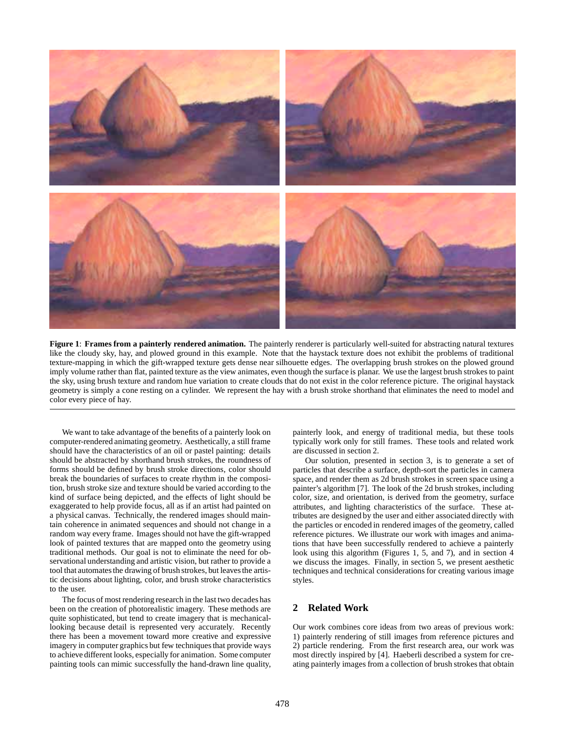**Figure 1**: **Frames from a painterly rendered animation.** The painterly renderer is particularly well-suited for abstracting natural textures like the cloudy sky, hay, and plowed ground in this example. Note that the haystack texture does not exhibit the problems of traditional texture-mapping in which the gift-wrapped texture gets dense near silhouette edges. The overlapping brush strokes on the plowed ground imply volume rather than flat, painted texture as the view animates, even though the surface is planar. We use the largest brush strokes to paint the sky, using brush texture and random hue variation to create clouds that do not exist in the color reference picture. The original haystack geometry is simply a cone resting on a cylinder. We represent the hay with a brush stroke shorthand that eliminates the need to model and color every piece of hay.

We want to take advantage of the benefits of a painterly look on computer-rendered animating geometry. Aesthetically, a still frame should have the characteristics of an oil or pastel painting: details should be abstracted by shorthand brush strokes, the roundness of forms should be defined by brush stroke directions, color should break the boundaries of surfaces to create rhythm in the composition, brush stroke size and texture should be varied according to the kind of surface being depicted, and the effects of light should be exaggerated to help provide focus, all as if an artist had painted on a physical canvas. Technically, the rendered images should maintain coherence in animated sequences and should not change in a random way every frame. Images should not have the gift-wrapped look of painted textures that are mapped onto the geometry using traditional methods. Our goal is not to eliminate the need for observational understanding and artistic vision, but rather to provide a tool that automates the drawing of brush strokes, but leaves the artistic decisions about lighting, color, and brush stroke characteristics to the user.

The focus of most rendering research in the last two decades has been on the creation of photorealistic imagery. These methods are quite sophisticated, but tend to create imagery that is mechanical-looking because detail is represented very accurately. Recently there has been a movement toward more creative and expressive imagery in computer graphics but few techniques that provide ways to achieve different looks, especially for animation. Some computer painting tools can mimic successfully the hand-drawn line quality, painterly look, and energy of traditional media, but these tools typically work only for still frames. These tools and related work are discussed in section 2.

Our solution, presented in section 3, is to generate a set of particles that describe a surface, depth-sort the particles in camera space, and render them as 2d brush strokes in screen space using a painter's algorithm [7]. The look of the 2d brush strokes, including color, size, and orientation, is derived from the geometry, surface attributes, and lighting characteristics of the surface. These attributes are designed by the user and either associated directly with the particles or encoded in rendered images of the geometry, called reference pictures. We illustrate our work with images and animations that have been successfully rendered to achieve a painterly look using this algorithm (Figures 1, 5, and 7), and in section 4 we discuss the images. Finally, in section 5, we present aesthetic techniques and technical considerations for creating various image styles.

## 2 Related Work

Our work combines core ideas from two areas of previous work: 1) painterly rendering of still images from reference pictures and 2) particle rendering. From the first research area, our work was most directly inspired by [4]. Haeberli described a system for creating painterly images from a collection of brush strokes that obtain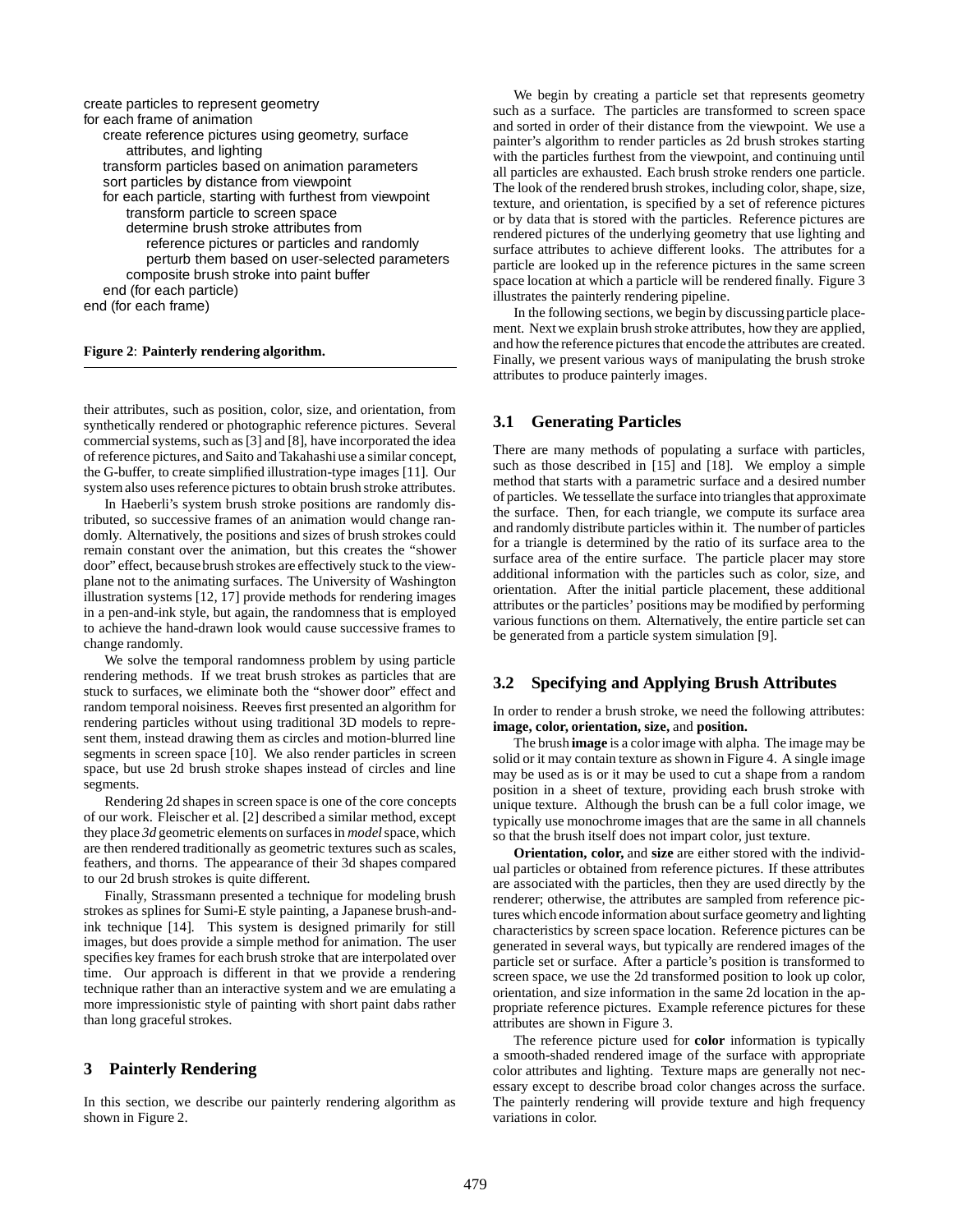```
create particles to represent geometry
for each frame of animation
    create reference pictures using geometry, surface
        attributes, and lighting
    transform particles based on animation parameters
    sort particles by distance from viewpoint
    for each particle, starting with furthest from viewpoint
        transform particle to screen space
        determine brush stroke attributes from
            reference pictures or particles and randomly
            perturb them based on user-selected parameters
        composite brush stroke into paint buffer
    end (for each particle)
end (for each frame)
```

**Figure 2**: **Painterly rendering algorithm.**

their attributes, such as position, color, size, and orientation, from synthetically rendered or photographic reference pictures. Several commercial systems, such as [3] and [8], have incorporated the idea of reference pictures, and Saito and Takahashi use a similar concept, the G-buffer, to create simplified illustration-type images [11]. Our system also uses reference pictures to obtain brush stroke attributes.

In Haeberli's system brush stroke positions are randomly distributed, so successive frames of an animation would change randomly. Alternatively, the positions and sizes of brush strokes could remain constant over the animation, but this creates the "shower door" effect, because brush strokes are effectively stuck to the viewplane not to the animating surfaces. The University of Washington illustration systems [12, 17] provide methods for rendering images in a pen-and-ink style, but again, the randomness that is employed to achieve the hand-drawn look would cause successive frames to change randomly.

We solve the temporal randomness problem by using particle rendering methods. If we treat brush strokes as particles that are stuck to surfaces, we eliminate both the "shower door" effect and random temporal noisiness. Reeves first presented an algorithm for rendering particles without using traditional 3D models to represent them, instead drawing them as circles and motion-blurred line segments in screen space [10]. We also render particles in screen space, but use 2d brush stroke shapes instead of circles and line segments.

Rendering 2d shapes in screen space is one of the core concepts of our work. Fleischer et al. [2] described a similar method, except they place *3d* geometric elements on surfaces in *model* space, which are then rendered traditionally as geometric textures such as scales, feathers, and thorns. The appearance of their 3d shapes compared to our 2d brush strokes is quite different.

Finally, Strassmann presented a technique for modeling brush strokes as splines for Sumi-E style painting, a Japanese brush-and-ink technique [14]. This system is designed primarily for still images, but does provide a simple method for animation. The user specifies key frames for each brush stroke that are interpolated over time. Our approach is different in that we provide a rendering technique rather than an interactive system and we are emulating a more impressionistic style of painting with short paint dabs rather than long graceful strokes.

# 3 Painterly Rendering

In this section, we describe our painterly rendering algorithm as shown in Figure 2.

We begin by creating a particle set that represents geometry such as a surface. The particles are transformed to screen space and sorted in order of their distance from the viewpoint. We use a painter's algorithm to render particles as 2d brush strokes starting with the particles furthest from the viewpoint, and continuing until all particles are exhausted. Each brush stroke renders one particle. The look of the rendered brush strokes, including color, shape, size, texture, and orientation, is specified by a set of reference pictures or by data that is stored with the particles. Reference pictures are rendered pictures of the underlying geometry that use lighting and surface attributes to achieve different looks. The attributes for a particle are looked up in the reference pictures in the same screen space location at which a particle will be rendered finally. Figure 3 illustrates the painterly rendering pipeline.

In the following sections, we begin by discussing particle placement. Next we explain brush stroke attributes, how they are applied, and how the reference pictures that encode the attributes are created. Finally, we present various ways of manipulating the brush stroke attributes to produce painterly images.

## 3.1 Generating Particles

There are many methods of populating a surface with particles, such as those described in [15] and [18]. We employ a simple method that starts with a parametric surface and a desired number of particles. We tessellate the surface into triangles that approximate the surface. Then, for each triangle, we compute its surface area and randomly distribute particles within it. The number of particles for a triangle is determined by the ratio of its surface area to the surface area of the entire surface. The particle placer may store additional information with the particles such as color, size, and orientation. After the initial particle placement, these additional attributes or the particles' positions may be modified by performing various functions on them. Alternatively, the entire particle set can be generated from a particle system simulation [9].

## 3.2 Specifying and Applying Brush Attributes

In order to render a brush stroke, we need the following attributes: **image, color, orientation, size,** and **position.**

The brush **image** is a color image with alpha. The image may be solid or it may contain texture as shown in Figure 4. A single image may be used as is or it may be used to cut a shape from a random position in a sheet of texture, providing each brush stroke with unique texture. Although the brush can be a full color image, we typically use monochrome images that are the same in all channels so that the brush itself does not impart color, just texture.

**Orientation, color,** and **size** are either stored with the individual particles or obtained from reference pictures. If these attributes are associated with the particles, then they are used directly by the renderer; otherwise, the attributes are sampled from reference pictures which encode information about surface geometry and lighting characteristics by screen space location. Reference pictures can be generated in several ways, but typically are rendered images of the particle set or surface. After a particle's position is transformed to screen space, we use the 2d transformed position to look up color, orientation, and size information in the same 2d location in the appropriate reference pictures. Example reference pictures for these attributes are shown in Figure 3.

The reference picture used for **color** information is typically a smooth-shaded rendered image of the surface with appropriate color attributes and lighting. Texture maps are generally not necessary except to describe broad color changes across the surface. The painterly rendering will provide texture and high frequency variations in color.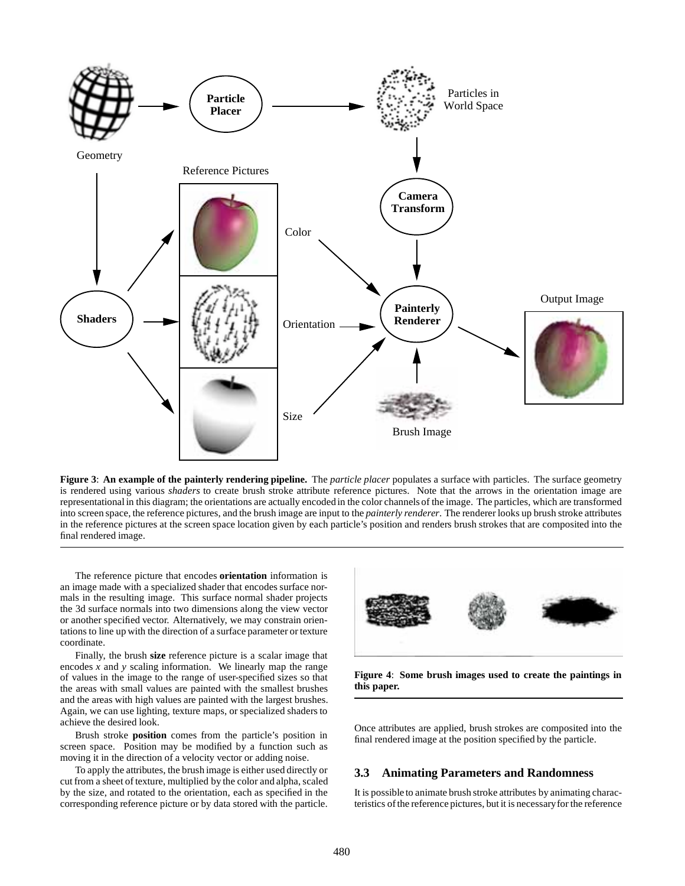Geometry

Particle Placer

Particles in World Space

Reference Pictures

Camera Transform

Color

Shaders

Orientation

Painterly Renderer

Output Image

Size

Brush Image

**Figure 3**: **An example of the painterly rendering pipeline.** The *particle placer* populates a surface with particles. The surface geometry is rendered using various *shaders* to create brush stroke attribute reference pictures. Note that the arrows in the orientation image are representational in this diagram; the orientations are actually encoded in the color channels of the image. The particles, which are transformed into screen space, the reference pictures, and the brush image are input to the *painterly renderer*. The renderer looks up brush stroke attributes in the reference pictures at the screen space location given by each particle's position and renders brush strokes that are composited into the final rendered image.

The reference picture that encodes **orientation** information is an image made with a specialized shader that encodes surface normals in the resulting image. This surface normal shader projects the 3d surface normals into two dimensions along the view vector or another specified vector. Alternatively, we may constrain orientations to line up with the direction of a surface parameter or texture coordinate.

Finally, the brush **size** reference picture is a scalar image that encodes $x$ and $y$ scaling information. We linearly map the range of values in the image to the range of user-specified sizes so that the areas with small values are painted with the smallest brushes and the areas with high values are painted with the largest brushes. Again, we can use lighting, texture maps, or specialized shaders to achieve the desired look.

Brush stroke **position** comes from the particle's position in screen space. Position may be modified by a function such as moving it in the direction of a velocity vector or adding noise.

To apply the attributes, the brush image is either used directly or cut from a sheet of texture, multiplied by the color and alpha, scaled by the size, and rotated to the orientation, each as specified in the corresponding reference picture or by data stored with the particle. Once attributes are applied, brush strokes are composited into the final rendered image at the position specified by the particle.

**Figure 4**: **Some brush images used to create the paintings in this paper.**

### 3.3 Animating Parameters and Randomness

It is possible to animate brush stroke attributes by animating characteristics of the reference pictures, but it is necessary for the reference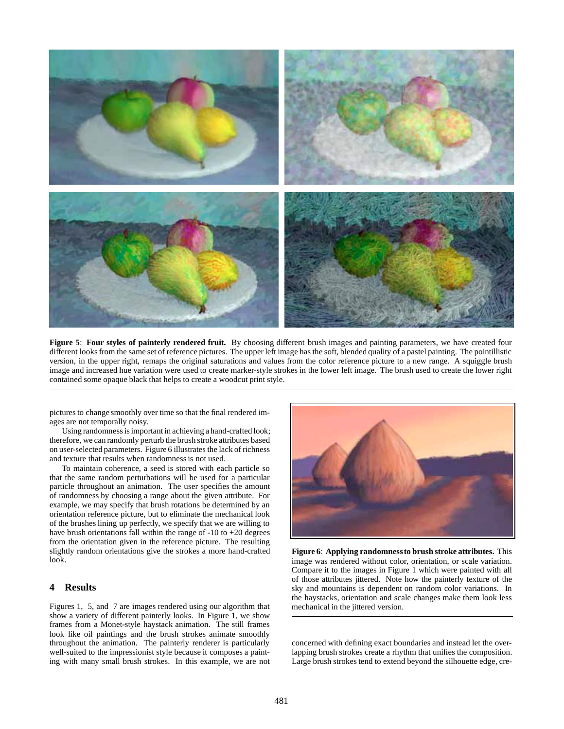**Figure 5**: **Four styles of painterly rendered fruit.** By choosing different brush images and painting parameters, we have created four different looks from the same set of reference pictures. The upper left image has the soft, blended quality of a pastel painting. The pointillistic version, in the upper right, remaps the original saturations and values from the color reference picture to a new range. A squiggle brush image and increased hue variation were used to create marker-style strokes in the lower left image. The brush used to create the lower right contained some opaque black that helps to create a woodcut print style.

pictures to change smoothly over time so that the final rendered images are not temporally noisy.

Using randomness is important in achieving a hand-crafted look; therefore, we can randomly perturb the brush stroke attributes based on user-selected parameters. Figure 6 illustrates the lack of richness and texture that results when randomness is not used.

To maintain coherence, a seed is stored with each particle so that the same random perturbations will be used for a particular particle throughout an animation. The user specifies the amount of randomness by choosing a range about the given attribute. For example, we may specify that brush rotations be determined by an orientation reference picture, but to eliminate the mechanical look of the brushes lining up perfectly, we specify that we are willing to have brush orientations fall within the range of -10 to +20 degrees from the orientation given in the reference picture. The resulting slightly random orientations give the strokes a more hand-crafted look.

**Figure 6**: **Applying randomness to brush stroke attributes.** This image was rendered without color, orientation, or scale variation. Compare it to the images in Figure 1 which were painted with all of those attributes jittered. Note how the painterly texture of the sky and mountains is dependent on random color variations. In the haystacks, orientation and scale changes make them look less mechanical in the jittered version.

## 4 Results

Figures 1, 5, and 7 are images rendered using our algorithm that show a variety of different painterly looks. In Figure 1, we show frames from a Monet-style haystack animation. The still frames look like oil paintings and the brush strokes animate smoothly throughout the animation. The painterly renderer is particularly well-suited to the impressionist style because it composes a painting with many small brush strokes. In this example, we are not concerned with defining exact boundaries and instead let the overlapping brush strokes create a rhythm that unifies the composition. Large brush strokes tend to extend beyond the silhouette edge, cre-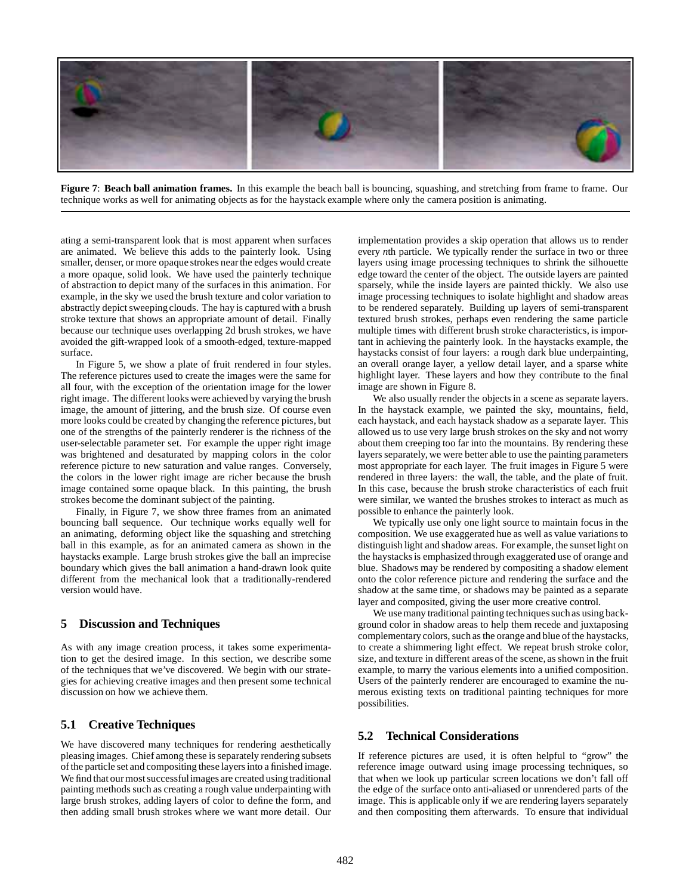**Figure 7**: **Beach ball animation frames.** In this example the beach ball is bouncing, squashing, and stretching from frame to frame. Our technique works as well for animating objects as for the haystack example where only the camera position is animating.

ating a semi-transparent look that is most apparent when surfaces are animated. We believe this adds to the painterly look. Using smaller, denser, or more opaque strokes near the edges would create a more opaque, solid look. We have used the painterly technique of abstraction to depict many of the surfaces in this animation. For example, in the sky we used the brush texture and color variation to abstractly depict sweeping clouds. The hay is captured with a brush stroke texture that shows an appropriate amount of detail. Finally because our technique uses overlapping 2d brush strokes, we have avoided the gift-wrapped look of a smooth-edged, texture-mapped surface.

In Figure 5, we show a plate of fruit rendered in four styles. The reference pictures used to create the images were the same for all four, with the exception of the orientation image for the lower right image. The different looks were achieved by varying the brush image, the amount of jittering, and the brush size. Of course even more looks could be created by changing the reference pictures, but one of the strengths of the painterly renderer is the richness of the user-selectable parameter set. For example the upper right image was brightened and desaturated by mapping colors in the color reference picture to new saturation and value ranges. Conversely, the colors in the lower right image are richer because the brush image contained some opaque black. In this painting, the brush strokes become the dominant subject of the painting.

Finally, in Figure 7, we show three frames from an animated bouncing ball sequence. Our technique works equally well for an animating, deforming object like the squashing and stretching ball in this example, as for an animated camera as shown in the haystacks example. Large brush strokes give the ball an imprecise boundary which gives the ball animation a hand-drawn look quite different from the mechanical look that a traditionally-rendered version would have.

## 5 Discussion and Techniques

As with any image creation process, it takes some experimentation to get the desired image. In this section, we describe some of the techniques that we've discovered. We begin with our strategies for achieving creative images and then present some technical discussion on how we achieve them.

### 5.1 Creative Techniques

We have discovered many techniques for rendering aesthetically pleasing images. Chief among these is separately rendering subsets of the particle set and compositing these layers into a finished image. We find that our most successful images are created using traditional painting methods such as creating a rough value underpainting with large brush strokes, adding layers of color to define the form, and then adding small brush strokes where we want more detail. Our implementation provides a skip operation that allows us to render every *n*th particle. We typically render the surface in two or three layers using image processing techniques to shrink the silhouette edge toward the center of the object. The outside layers are painted sparsely, while the inside layers are painted thickly. We also use image processing techniques to isolate highlight and shadow areas to be rendered separately. Building up layers of semi-transparent textured brush strokes, perhaps even rendering the same particle multiple times with different brush stroke characteristics, is important in achieving the painterly look. In the haystacks example, the haystacks consist of four layers: a rough dark blue underpainting, an overall orange layer, a yellow detail layer, and a sparse white highlight layer. These layers and how they contribute to the final image are shown in Figure 8.

We also usually render the objects in a scene as separate layers. In the haystack example, we painted the sky, mountains, field, each haystack, and each haystack shadow as a separate layer. This allowed us to use very large brush strokes on the sky and not worry about them creeping too far into the mountains. By rendering these layers separately, we were better able to use the painting parameters most appropriate for each layer. The fruit images in Figure 5 were rendered in three layers: the wall, the table, and the plate of fruit. In this case, because the brush stroke characteristics of each fruit were similar, we wanted the brushes strokes to interact as much as possible to enhance the painterly look.

We typically use only one light source to maintain focus in the composition. We use exaggerated hue as well as value variations to distinguish light and shadow areas. For example, the sunset light on the haystacks is emphasized through exaggerated use of orange and blue. Shadows may be rendered by compositing a shadow element onto the color reference picture and rendering the surface and the shadow at the same time, or shadows may be painted as a separate layer and composited, giving the user more creative control.

We use many traditional painting techniques such as using background color in shadow areas to help them recede and juxtaposing complementary colors, such as the orange and blue of the haystacks, to create a shimmering light effect. We repeat brush stroke color, size, and texture in different areas of the scene, as shown in the fruit example, to marry the various elements into a unified composition. Users of the painterly renderer are encouraged to examine the numerous existing texts on traditional painting techniques for more possibilities.

### 5.2 Technical Considerations

If reference pictures are used, it is often helpful to "grow" the reference image outward using image processing techniques, so that when we look up particular screen locations we don't fall off the edge of the surface onto anti-aliased or unrendered parts of the image. This is applicable only if we are rendering layers separately and then compositing them afterwards. To ensure that individual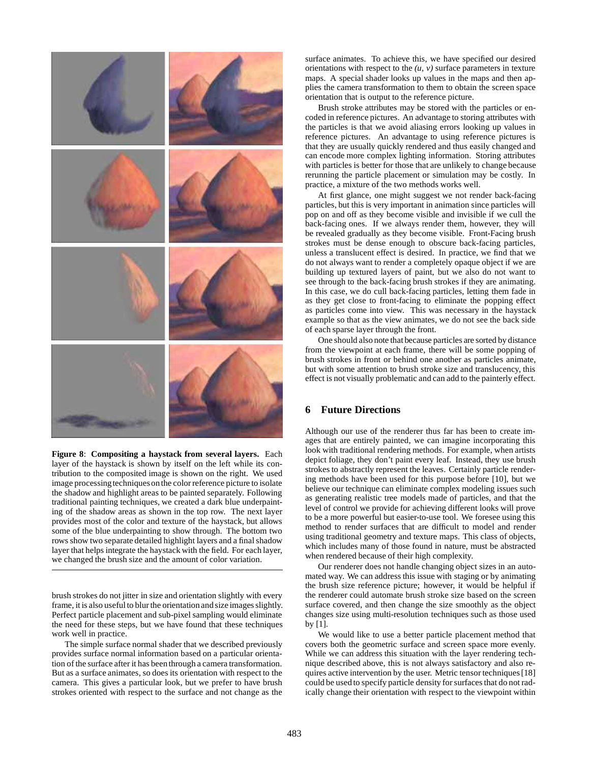**Figure 8**: **Compositing a haystack from several layers.** Each layer of the haystack is shown by itself on the left while its contribution to the composited image is shown on the right. We used image processing techniques on the color reference picture to isolate the shadow and highlight areas to be painted separately. Following traditional painting techniques, we created a dark blue underpainting of the shadow areas as shown in the top row. The next layer provides most of the color and texture of the haystack, but allows some of the blue underpainting to show through. The bottom two rows show two separate detailed highlight layers and a final shadow layer that helps integrate the haystack with the field. For each layer, we changed the brush size and the amount of color variation.

brush strokes do not jitter in size and orientation slightly with every frame, it is also useful to blur the orientation and size images slightly. Perfect particle placement and sub-pixel sampling would eliminate the need for these steps, but we have found that these techniques work well in practice.

The simple surface normal shader that we described previously provides surface normal information based on a particular orientation of the surface after it has been through a camera transformation. But as a surface animates, so does its orientation with respect to the camera. This gives a particular look, but we prefer to have brush strokes oriented with respect to the surface and not change as the surface animates. To achieve this, we have specified our desired orientations with respect to the *(u, v)* surface parameters in texture maps. A special shader looks up values in the maps and then applies the camera transformation to them to obtain the screen space orientation that is output to the reference picture.

Brush stroke attributes may be stored with the particles or encoded in reference pictures. An advantage to storing attributes with the particles is that we avoid aliasing errors looking up values in reference pictures. An advantage to using reference pictures is that they are usually quickly rendered and thus easily changed and can encode more complex lighting information. Storing attributes with particles is better for those that are unlikely to change because rerunning the particle placement or simulation may be costly. In practice, a mixture of the two methods works well.

At first glance, one might suggest we not render back-facing particles, but this is very important in animation since particles will pop on and off as they become visible and invisible if we cull the back-facing ones. If we always render them, however, they will be revealed gradually as they become visible. Front-Facing brush strokes must be dense enough to obscure back-facing particles, unless a translucent effect is desired. In practice, we find that we do not always want to render a completely opaque object if we are building up textured layers of paint, but we also do not want to see through to the back-facing brush strokes if they are animating. In this case, we do cull back-facing particles, letting them fade in as they get close to front-facing to eliminate the popping effect as particles come into view. This was necessary in the haystack example so that as the view animates, we do not see the back side of each sparse layer through the front.

One should also note that because particles are sorted by distance from the viewpoint at each frame, there will be some popping of brush strokes in front or behind one another as particles animate, but with some attention to brush stroke size and translucency, this effect is not visually problematic and can add to the painterly effect.

## 6 Future Directions

Although our use of the renderer thus far has been to create images that are entirely painted, we can imagine incorporating this look with traditional rendering methods. For example, when artists depict foliage, they don't paint every leaf. Instead, they use brush strokes to abstractly represent the leaves. Certainly particle rendering methods have been used for this purpose before [10], but we believe our technique can eliminate complex modeling issues such as generating realistic tree models made of particles, and that the level of control we provide for achieving different looks will prove to be a more powerful but easier-to-use tool. We foresee using this method to render surfaces that are difficult to model and render using traditional geometry and texture maps. This class of objects, which includes many of those found in nature, must be abstracted when rendered because of their high complexity.

Our renderer does not handle changing object sizes in an automated way. We can address this issue with staging or by animating the brush size reference picture; however, it would be helpful if the renderer could automate brush stroke size based on the screen surface covered, and then change the size smoothly as the object changes size using multi-resolution techniques such as those used by [1].

We would like to use a better particle placement method that covers both the geometric surface and screen space more evenly. While we can address this situation with the layer rendering technique described above, this is not always satisfactory and also requires active intervention by the user. Metric tensor techniques [18] could be used to specify particle density for surfaces that do not radically change their orientation with respect to the viewpoint within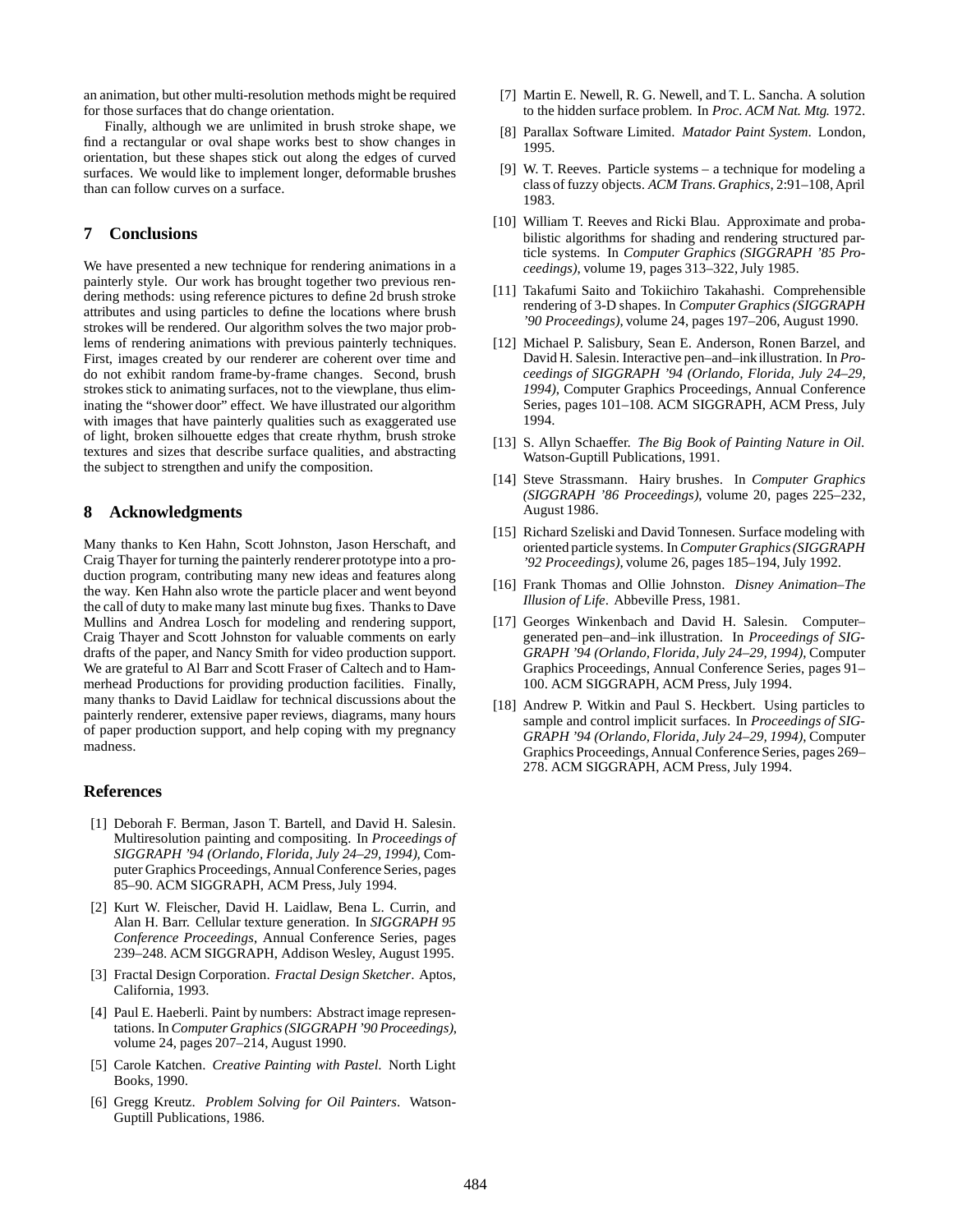an animation, but other multi-resolution methods might be required for those surfaces that do change orientation.

Finally, although we are unlimited in brush stroke shape, we find a rectangular or oval shape works best to show changes in orientation, but these shapes stick out along the edges of curved surfaces. We would like to implement longer, deformable brushes than can follow curves on a surface.

## 7 Conclusions

We have presented a new technique for rendering animations in a painterly style. Our work has brought together two previous rendering methods: using reference pictures to define 2d brush stroke attributes and using particles to define the locations where brush strokes will be rendered. Our algorithm solves the two major problems of rendering animations with previous painterly techniques. First, images created by our renderer are coherent over time and do not exhibit random frame-by-frame changes. Second, brush strokes stick to animating surfaces, not to the viewplane, thus eliminating the "shower door" effect. We have illustrated our algorithm with images that have painterly qualities such as exaggerated use of light, broken silhouette edges that create rhythm, brush stroke textures and sizes that describe surface qualities, and abstracting the subject to strengthen and unify the composition.

## 8 Acknowledgments

Many thanks to Ken Hahn, Scott Johnston, Jason Herschaft, and Craig Thayer for turning the painterly renderer prototype into a production program, contributing many new ideas and features along the way. Ken Hahn also wrote the particle placer and went beyond the call of duty to make many last minute bug fixes. Thanks to Dave Mullins and Andrea Losch for modeling and rendering support, Craig Thayer and Scott Johnston for valuable comments on early drafts of the paper, and Nancy Smith for video production support. We are grateful to Al Barr and Scott Fraser of Caltech and to Hammerhead Productions for providing production facilities. Finally, many thanks to David Laidlaw for technical discussions about the painterly renderer, extensive paper reviews, diagrams, many hours of paper production support, and help coping with my pregnancy madness.

## References

[1] Deborah F. Berman, Jason T. Bartell, and David H. Salesin. Multiresolution painting and compositing. In *Proceedings of SIGGRAPH '94 (Orlando, Florida, July 24–29, 1994)*, Computer Graphics Proceedings, Annual Conference Series, pages 85–90. ACM SIGGRAPH, ACM Press, July 1994.

[2] Kurt W. Fleischer, David H. Laidlaw, Bena L. Currin, and Alan H. Barr. Cellular texture generation. In *SIGGRAPH 95 Conference Proceedings*, Annual Conference Series, pages 239–248. ACM SIGGRAPH, Addison Wesley, August 1995.

[3] Fractal Design Corporation. *Fractal Design Sketcher*. Aptos, California, 1993.

[4] Paul E. Haeberli. Paint by numbers: Abstract image representations. In *Computer Graphics (SIGGRAPH '90 Proceedings)*, volume 24, pages 207–214, August 1990.

[5] Carole Katchen. *Creative Painting with Pastel*. North Light Books, 1990.

[6] Gregg Kreutz. *Problem Solving for Oil Painters*. Watson-Guptill Publications, 1986.

[7] Martin E. Newell, R. G. Newell, and T. L. Sancha. A solution to the hidden surface problem. In *Proc. ACM Nat. Mtg.* 1972.

[8] Parallax Software Limited. *Matador Paint System*. London, 1995.

[9] W. T. Reeves. Particle systems – a technique for modeling a class of fuzzy objects. *ACM Trans. Graphics*, 2:91–108, April 1983.

[10] William T. Reeves and Ricki Blau. Approximate and probabilistic algorithms for shading and rendering structured particle systems. In *Computer Graphics (SIGGRAPH '85 Proceedings)*, volume 19, pages 313–322, July 1985.

[11] Takafumi Saito and Tokiichiro Takahashi. Comprehensible rendering of 3-D shapes. In *Computer Graphics (SIGGRAPH '90 Proceedings)*, volume 24, pages 197–206, August 1990.

[12] Michael P. Salisbury, Sean E. Anderson, Ronen Barzel, and David H. Salesin. Interactive pen–and–ink illustration. In *Proceedings of SIGGRAPH '94 (Orlando, Florida, July 24–29, 1994)*, Computer Graphics Proceedings, Annual Conference Series, pages 101–108. ACM SIGGRAPH, ACM Press, July 1994.

[13] S. Allyn Schaeffer. *The Big Book of Painting Nature in Oil*. Watson-Guptill Publications, 1991.

[14] Steve Strassmann. Hairy brushes. In *Computer Graphics (SIGGRAPH '86 Proceedings)*, volume 20, pages 225–232, August 1986.

[15] Richard Szeliski and David Tonnesen. Surface modeling with oriented particle systems. In *Computer Graphics (SIGGRAPH '92 Proceedings)*, volume 26, pages 185–194, July 1992.

[16] Frank Thomas and Ollie Johnston. *Disney Animation–The Illusion of Life*. Abbeville Press, 1981.

[17] Georges Winkenbach and David H. Salesin. Computer–generated pen–and–ink illustration. In *Proceedings of SIGGRAPH '94 (Orlando, Florida, July 24–29, 1994)*, Computer Graphics Proceedings, Annual Conference Series, pages 91–100. ACM SIGGRAPH, ACM Press, July 1994.

[18] Andrew P. Witkin and Paul S. Heckbert. Using particles to sample and control implicit surfaces. In *Proceedings of SIGGRAPH '94 (Orlando, Florida, July 24–29, 1994)*, Computer Graphics Proceedings, Annual Conference Series, pages 269–278. ACM SIGGRAPH, ACM Press, July 1994.